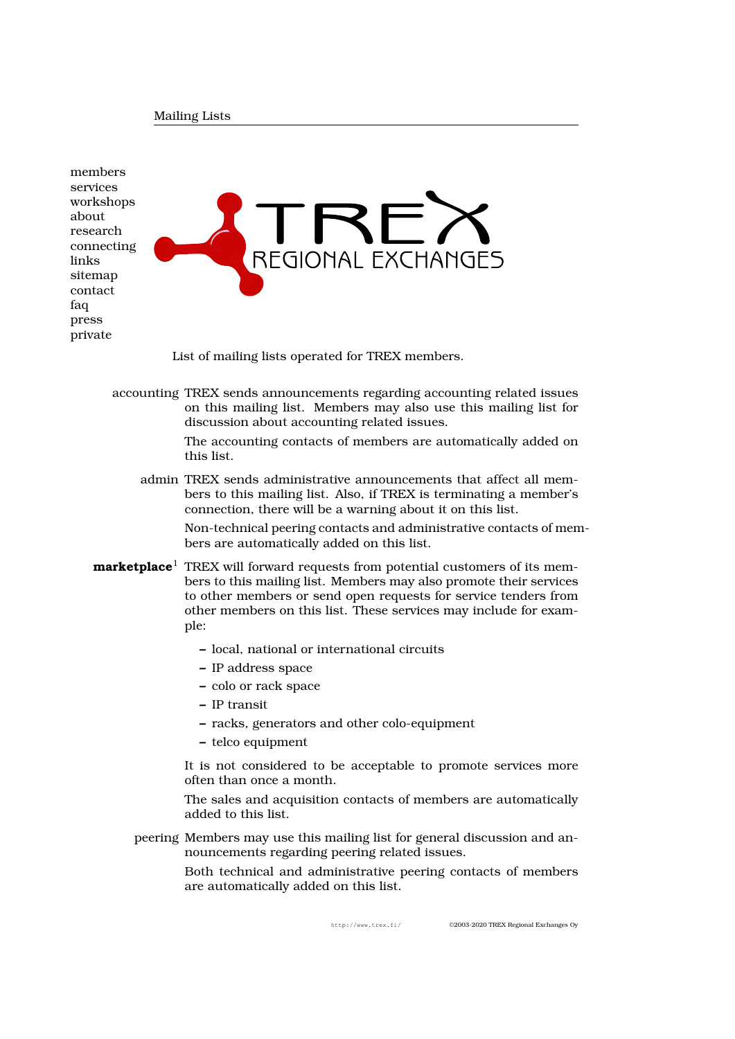# Mailing Lists

- members
- services
- workshops
- about
- research
- connecting
- links
- sitemap
- contact
- faq
- press
- private

List of mailing lists operated for TREX members.

**accounting** TREX sends announcements regarding accounting related issues on this mailing list. Members may also use this mailing list for discussion about accounting related issues.

The accounting contacts of members are automatically added on this list.

**admin** TREX sends administrative announcements that affect all members to this mailing list. Also, if TREX is terminating a member's connection, there will be a warning about it on this list.

Non-technical peering contacts and administrative contacts of members are automatically added on this list.

**marketplace**[1] TREX will forward requests from potential customers of its members to this mailing list. Members may also promote their services to other members or send open requests for service tenders from other members on this list. These services may include for example:

- local, national or international circuits
- IP address space
- colo or rack space
- IP transit
- racks, generators and other colo-equipment
- telco equipment

It is not considered to be acceptable to promote services more often than once a month.

The sales and acquisition contacts of members are automatically added to this list.

**peering** Members may use this mailing list for general discussion and announcements regarding peering related issues.

Both technical and administrative peering contacts of members are automatically added on this list.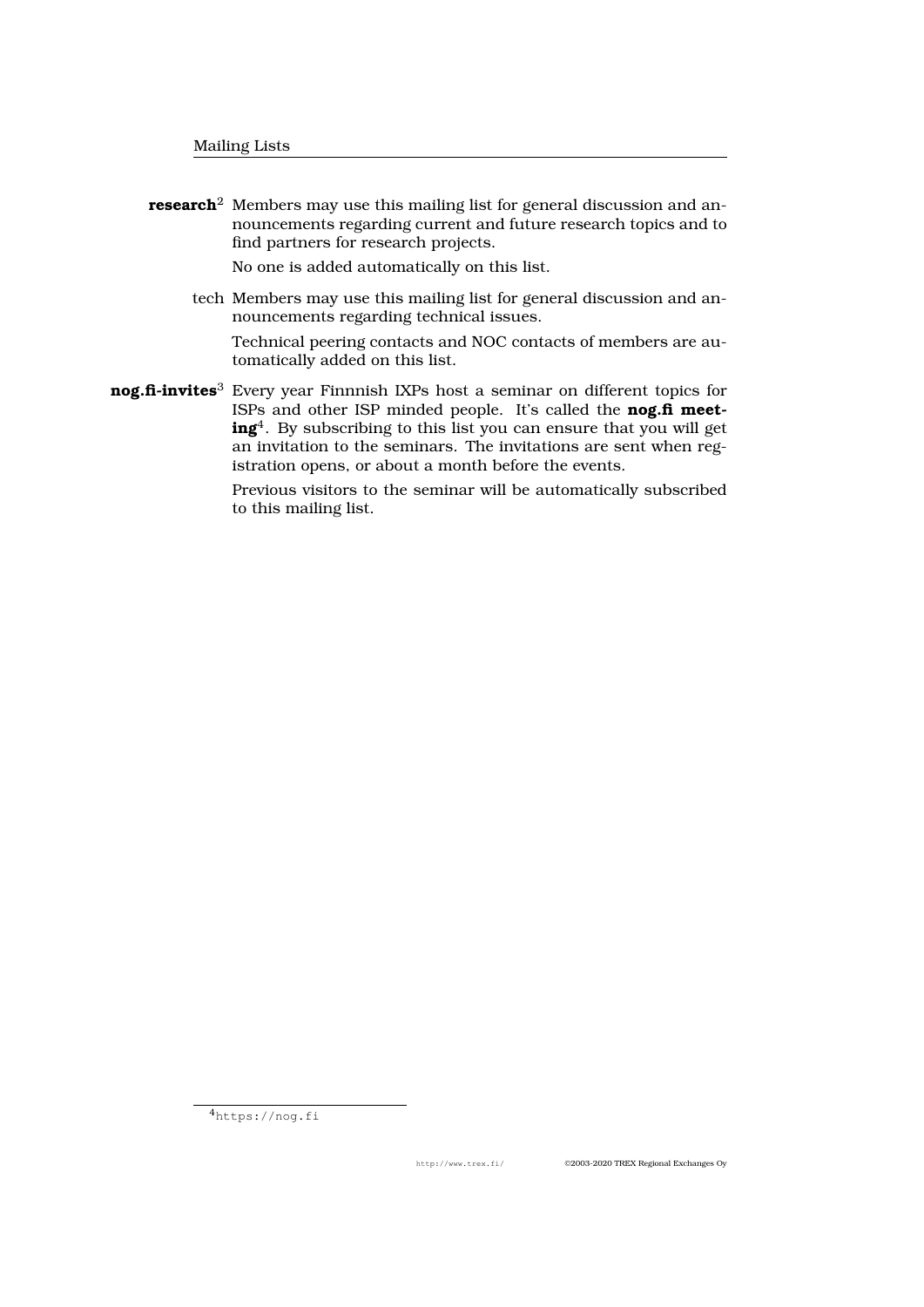**research**[2] Members may use this mailing list for general discussion and announcements regarding current and future research topics and to find partners for research projects.

No one is added automatically on this list.

tech Members may use this mailing list for general discussion and announcements regarding technical issues.

Technical peering contacts and NOC contacts of members are automatically added on this list.

**nog.fi-invites**[3] Every year Finnnish IXPs host a seminar on different topics for ISPs and other ISP minded people. It's called the **nog.fi meeting**[4]. By subscribing to this list you can ensure that you will get an invitation to the seminars. The invitations are sent when registration opens, or about a month before the events.

Previous visitors to the seminar will be automatically subscribed to this mailing list.

[4] https://nog.fi